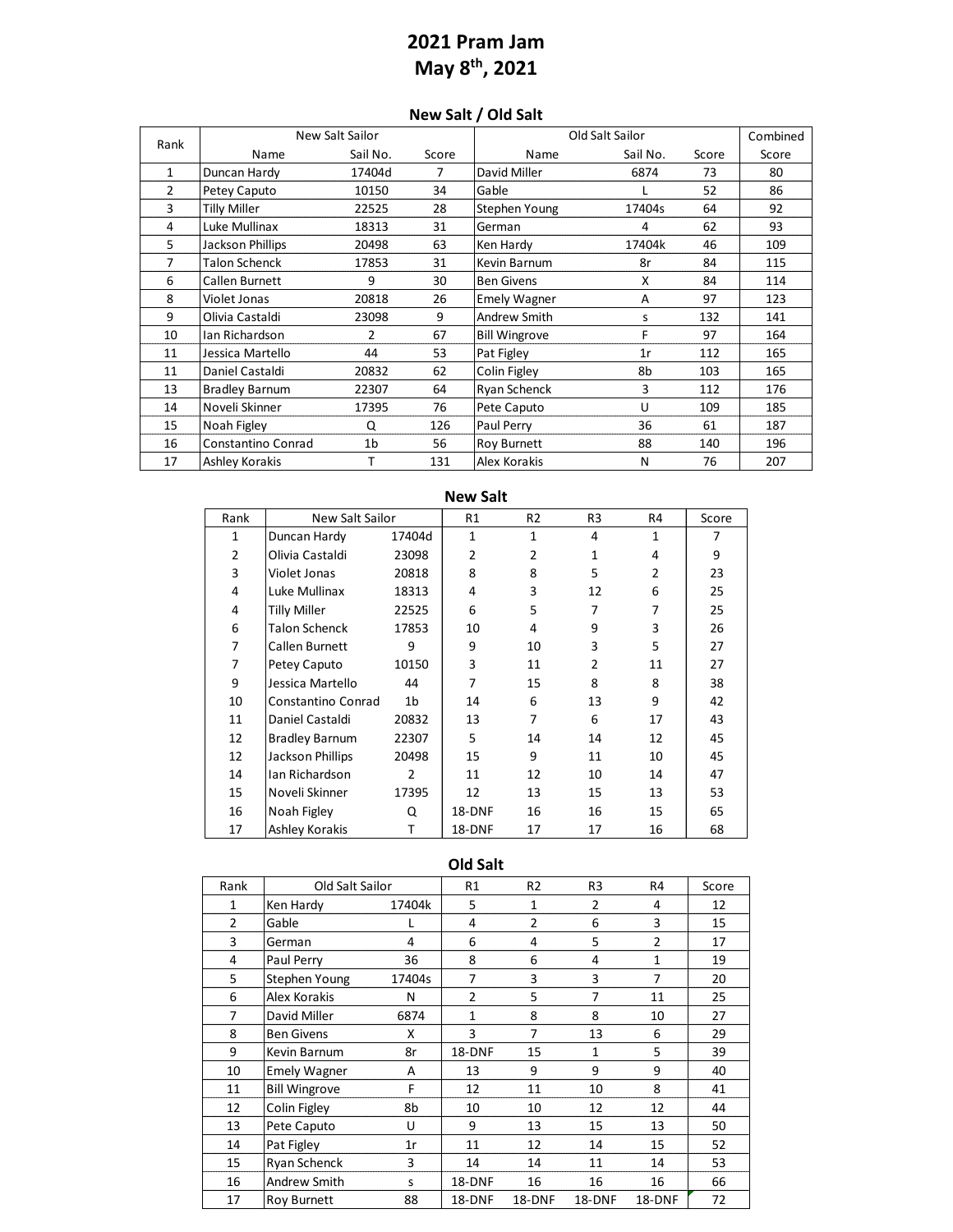# 2021 Pram Jam
# May 8th, 2021

## New Salt / Old Salt

| Rank | New Salt Sailor | | | Old Salt Sailor | | | Combined |
|---|---|---|---|---|---|---|---|
| | Name | Sail No. | Score | Name | Sail No. | Score | Score |
| 1 | Duncan Hardy | 17404d | 7 | David Miller | 6874 | 73 | 80 |
| 2 | Petey Caputo | 10150 | 34 | Gable | L | 52 | 86 |
| 3 | Tilly Miller | 22525 | 28 | Stephen Young | 17404s | 64 | 92 |
| 4 | Luke Mullinax | 18313 | 31 | German | 4 | 62 | 93 |
| 5 | Jackson Phillips | 20498 | 63 | Ken Hardy | 17404k | 46 | 109 |
| 7 | Talon Schenck | 17853 | 31 | Kevin Barnum | 8r | 84 | 115 |
| 6 | Callen Burnett | 9 | 30 | Ben Givens | X | 84 | 114 |
| 8 | Violet Jonas | 20818 | 26 | Emely Wagner | A | 97 | 123 |
| 9 | Olivia Castaldi | 23098 | 9 | Andrew Smith | s | 132 | 141 |
| 10 | Ian Richardson | 2 | 67 | Bill Wingrove | F | 97 | 164 |
| 11 | Jessica Martello | 44 | 53 | Pat Figley | 1r | 112 | 165 |
| 11 | Daniel Castaldi | 20832 | 62 | Colin Figley | 8b | 103 | 165 |
| 13 | Bradley Barnum | 22307 | 64 | Ryan Schenck | 3 | 112 | 176 |
| 14 | Noveli Skinner | 17395 | 76 | Pete Caputo | U | 109 | 185 |
| 15 | Noah Figley | Q | 126 | Paul Perry | 36 | 61 | 187 |
| 16 | Constantino Conrad | 1b | 56 | Roy Burnett | 88 | 140 | 196 |
| 17 | Ashley Korakis | T | 131 | Alex Korakis | N | 76 | 207 |

## New Salt

| Rank | New Salt Sailor | | R1 | R2 | R3 | R4 | Score |
|---|---|---|---|---|---|---|---|
| 1 | Duncan Hardy | 17404d | 1 | 1 | 4 | 1 | 7 |
| 2 | Olivia Castaldi | 23098 | 2 | 2 | 1 | 4 | 9 |
| 3 | Violet Jonas | 20818 | 8 | 8 | 5 | 2 | 23 |
| 4 | Luke Mullinax | 18313 | 4 | 3 | 12 | 6 | 25 |
| 4 | Tilly Miller | 22525 | 6 | 5 | 7 | 7 | 25 |
| 6 | Talon Schenck | 17853 | 10 | 4 | 9 | 3 | 26 |
| 7 | Callen Burnett | 9 | 9 | 10 | 3 | 5 | 27 |
| 7 | Petey Caputo | 10150 | 3 | 11 | 2 | 11 | 27 |
| 9 | Jessica Martello | 44 | 7 | 15 | 8 | 8 | 38 |
| 10 | Constantino Conrad | 1b | 14 | 6 | 13 | 9 | 42 |
| 11 | Daniel Castaldi | 20832 | 13 | 7 | 6 | 17 | 43 |
| 12 | Bradley Barnum | 22307 | 5 | 14 | 14 | 12 | 45 |
| 12 | Jackson Phillips | 20498 | 15 | 9 | 11 | 10 | 45 |
| 14 | Ian Richardson | 2 | 11 | 12 | 10 | 14 | 47 |
| 15 | Noveli Skinner | 17395 | 12 | 13 | 15 | 13 | 53 |
| 16 | Noah Figley | Q | 18-DNF | 16 | 16 | 15 | 65 |
| 17 | Ashley Korakis | T | 18-DNF | 17 | 17 | 16 | 68 |

## Old Salt

| Rank | Old Salt Sailor | | R1 | R2 | R3 | R4 | Score |
|---|---|---|---|---|---|---|---|
| 1 | Ken Hardy | 17404k | 5 | 1 | 2 | 4 | 12 |
| 2 | Gable | L | 4 | 2 | 6 | 3 | 15 |
| 3 | German | 4 | 6 | 4 | 5 | 2 | 17 |
| 4 | Paul Perry | 36 | 8 | 6 | 4 | 1 | 19 |
| 5 | Stephen Young | 17404s | 7 | 3 | 3 | 7 | 20 |
| 6 | Alex Korakis | N | 2 | 5 | 7 | 11 | 25 |
| 7 | David Miller | 6874 | 1 | 8 | 8 | 10 | 27 |
| 8 | Ben Givens | X | 3 | 7 | 13 | 6 | 29 |
| 9 | Kevin Barnum | 8r | 18-DNF | 15 | 1 | 5 | 39 |
| 10 | Emely Wagner | A | 13 | 9 | 9 | 9 | 40 |
| 11 | Bill Wingrove | F | 12 | 11 | 10 | 8 | 41 |
| 12 | Colin Figley | 8b | 10 | 10 | 12 | 12 | 44 |
| 13 | Pete Caputo | U | 9 | 13 | 15 | 13 | 50 |
| 14 | Pat Figley | 1r | 11 | 12 | 14 | 15 | 52 |
| 15 | Ryan Schenck | 3 | 14 | 14 | 11 | 14 | 53 |
| 16 | Andrew Smith | s | 18-DNF | 16 | 16 | 16 | 66 |
| 17 | Roy Burnett | 88 | 18-DNF | 18-DNF | 18-DNF | 18-DNF | 72 |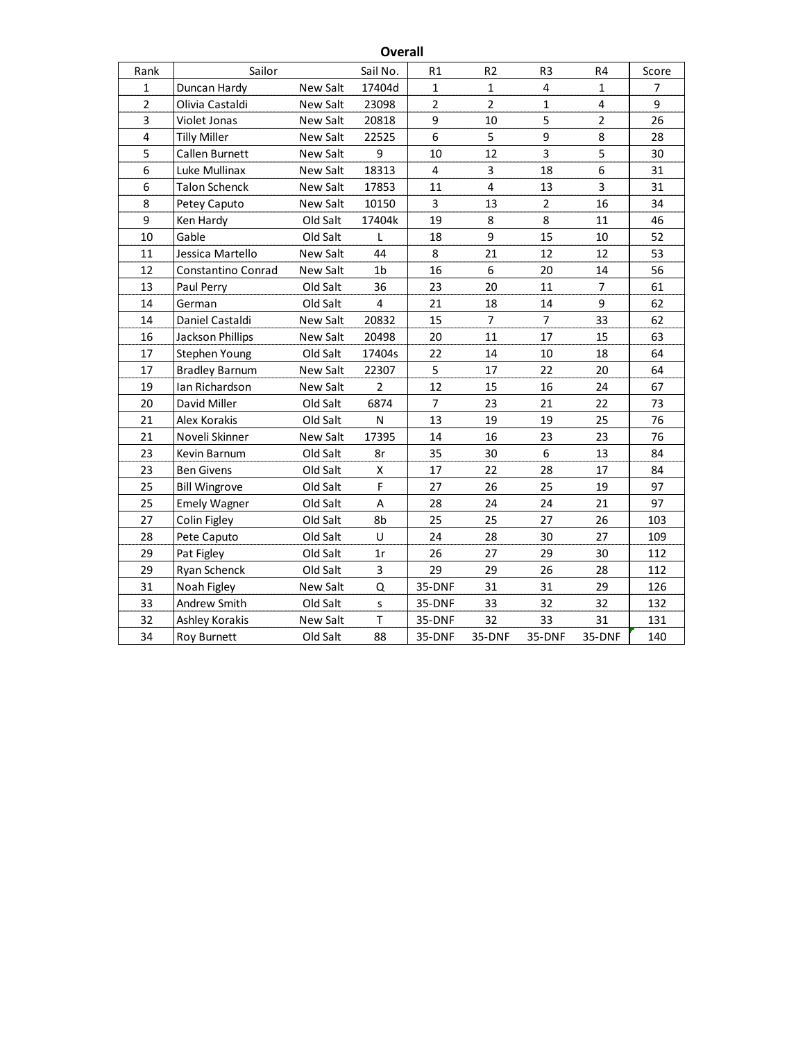**Overall**

| Rank | Sailor | | Sail No. | R1 | R2 | R3 | R4 | Score |
|---|---|---|---|---|---|---|---|---|
| 1 | Duncan Hardy | New Salt | 17404d | 1 | 1 | 4 | 1 | 7 |
| 2 | Olivia Castaldi | New Salt | 23098 | 2 | 2 | 1 | 4 | 9 |
| 3 | Violet Jonas | New Salt | 20818 | 9 | 10 | 5 | 2 | 26 |
| 4 | Tilly Miller | New Salt | 22525 | 6 | 5 | 9 | 8 | 28 |
| 5 | Callen Burnett | New Salt | 9 | 10 | 12 | 3 | 5 | 30 |
| 6 | Luke Mullinax | New Salt | 18313 | 4 | 3 | 18 | 6 | 31 |
| 6 | Talon Schenck | New Salt | 17853 | 11 | 4 | 13 | 3 | 31 |
| 8 | Petey Caputo | New Salt | 10150 | 3 | 13 | 2 | 16 | 34 |
| 9 | Ken Hardy | Old Salt | 17404k | 19 | 8 | 8 | 11 | 46 |
| 10 | Gable | Old Salt | L | 18 | 9 | 15 | 10 | 52 |
| 11 | Jessica Martello | New Salt | 44 | 8 | 21 | 12 | 12 | 53 |
| 12 | Constantino Conrad | New Salt | 1b | 16 | 6 | 20 | 14 | 56 |
| 13 | Paul Perry | Old Salt | 36 | 23 | 20 | 11 | 7 | 61 |
| 14 | German | Old Salt | 4 | 21 | 18 | 14 | 9 | 62 |
| 14 | Daniel Castaldi | New Salt | 20832 | 15 | 7 | 7 | 33 | 62 |
| 16 | Jackson Phillips | New Salt | 20498 | 20 | 11 | 17 | 15 | 63 |
| 17 | Stephen Young | Old Salt | 17404s | 22 | 14 | 10 | 18 | 64 |
| 17 | Bradley Barnum | New Salt | 22307 | 5 | 17 | 22 | 20 | 64 |
| 19 | Ian Richardson | New Salt | 2 | 12 | 15 | 16 | 24 | 67 |
| 20 | David Miller | Old Salt | 6874 | 7 | 23 | 21 | 22 | 73 |
| 21 | Alex Korakis | Old Salt | N | 13 | 19 | 19 | 25 | 76 |
| 21 | Noveli Skinner | New Salt | 17395 | 14 | 16 | 23 | 23 | 76 |
| 23 | Kevin Barnum | Old Salt | 8r | 35 | 30 | 6 | 13 | 84 |
| 23 | Ben Givens | Old Salt | X | 17 | 22 | 28 | 17 | 84 |
| 25 | Bill Wingrove | Old Salt | F | 27 | 26 | 25 | 19 | 97 |
| 25 | Emely Wagner | Old Salt | A | 28 | 24 | 24 | 21 | 97 |
| 27 | Colin Figley | Old Salt | 8b | 25 | 25 | 27 | 26 | 103 |
| 28 | Pete Caputo | Old Salt | U | 24 | 28 | 30 | 27 | 109 |
| 29 | Pat Figley | Old Salt | 1r | 26 | 27 | 29 | 30 | 112 |
| 29 | Ryan Schenck | Old Salt | 3 | 29 | 29 | 26 | 28 | 112 |
| 31 | Noah Figley | New Salt | Q | 35-DNF | 31 | 31 | 29 | 126 |
| 33 | Andrew Smith | Old Salt | s | 35-DNF | 33 | 32 | 32 | 132 |
| 32 | Ashley Korakis | New Salt | T | 35-DNF | 32 | 33 | 31 | 131 |
| 34 | Roy Burnett | Old Salt | 88 | 35-DNF | 35-DNF | 35-DNF | 35-DNF | 140 |